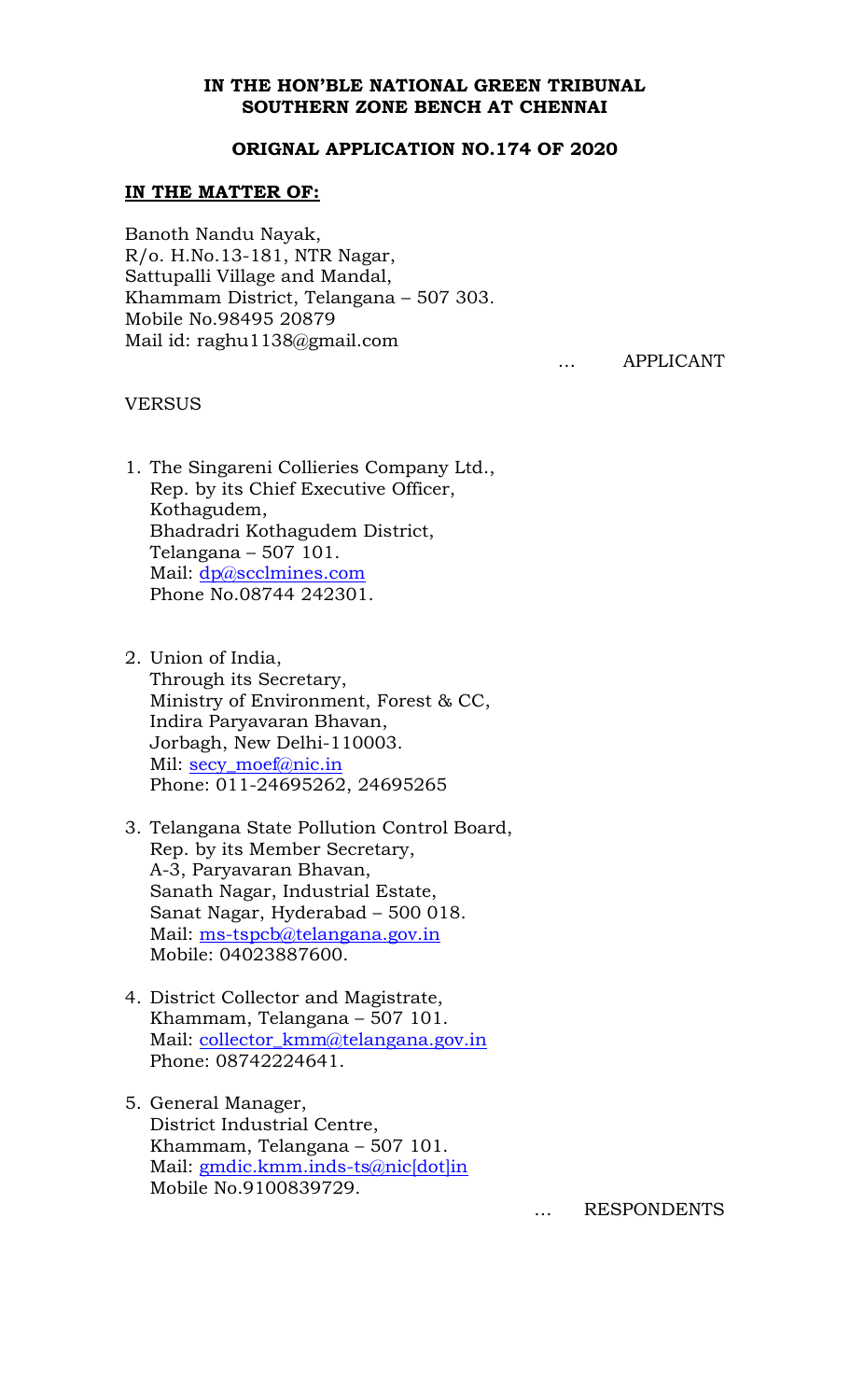**IN THE HON'BLE NATIONAL GREEN TRIBUNAL**
**SOUTHERN ZONE BENCH AT CHENNAI**

**ORIGNAL APPLICATION NO.174 OF 2020**

**IN THE MATTER OF:**

Banoth Nandu Nayak,
R/o. H.No.13-181, NTR Nagar,
Sattupalli Village and Mandal,
Khammam District, Telangana – 507 303.
Mobile No.98495 20879
Mail id: raghu1138@gmail.com

… APPLICANT

VERSUS

1. The Singareni Collieries Company Ltd.,
   Rep. by its Chief Executive Officer,
   Kothagudem,
   Bhadradri Kothagudem District,
   Telangana – 507 101.
   Mail: dp@scclmines.com
   Phone No.08744 242301.

2. Union of India,
   Through its Secretary,
   Ministry of Environment, Forest & CC,
   Indira Paryavaran Bhavan,
   Jorbagh, New Delhi-110003.
   Mil: secy_moef@nic.in
   Phone: 011-24695262, 24695265

3. Telangana State Pollution Control Board,
   Rep. by its Member Secretary,
   A-3, Paryavaran Bhavan,
   Sanath Nagar, Industrial Estate,
   Sanat Nagar, Hyderabad – 500 018.
   Mail: ms-tspcb@telangana.gov.in
   Mobile: 04023887600.

4. District Collector and Magistrate,
   Khammam, Telangana – 507 101.
   Mail: collector_kmm@telangana.gov.in
   Phone: 08742224641.

5. General Manager,
   District Industrial Centre,
   Khammam, Telangana – 507 101.
   Mail: gmdic.kmm.inds-ts@nic[dot]in
   Mobile No.9100839729.

… RESPONDENTS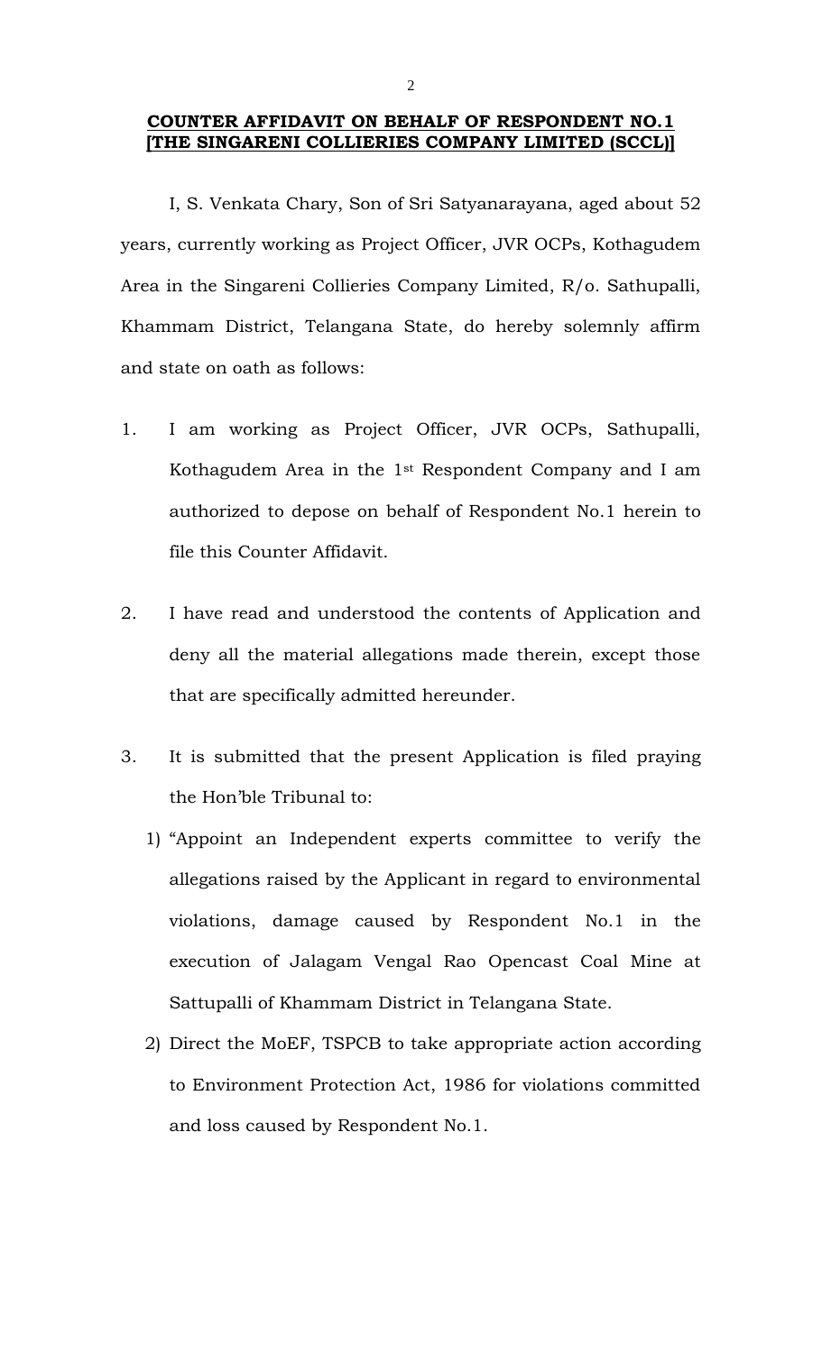**COUNTER AFFIDAVIT ON BEHALF OF RESPONDENT NO.1 [THE SINGARENI COLLIERIES COMPANY LIMITED (SCCL)]**

I, S. Venkata Chary, Son of Sri Satyanarayana, aged about 52 years, currently working as Project Officer, JVR OCPs, Kothagudem Area in the Singareni Collieries Company Limited, R/o. Sathupalli, Khammam District, Telangana State, do hereby solemnly affirm and state on oath as follows:

1. I am working as Project Officer, JVR OCPs, Sathupalli, Kothagudem Area in the 1st Respondent Company and I am authorized to depose on behalf of Respondent No.1 herein to file this Counter Affidavit.

2. I have read and understood the contents of Application and deny all the material allegations made therein, except those that are specifically admitted hereunder.

3. It is submitted that the present Application is filed praying the Hon'ble Tribunal to:

   1) "Appoint an Independent experts committee to verify the allegations raised by the Applicant in regard to environmental violations, damage caused by Respondent No.1 in the execution of Jalagam Vengal Rao Opencast Coal Mine at Sattupalli of Khammam District in Telangana State.

   2) Direct the MoEF, TSPCB to take appropriate action according to Environment Protection Act, 1986 for violations committed and loss caused by Respondent No.1.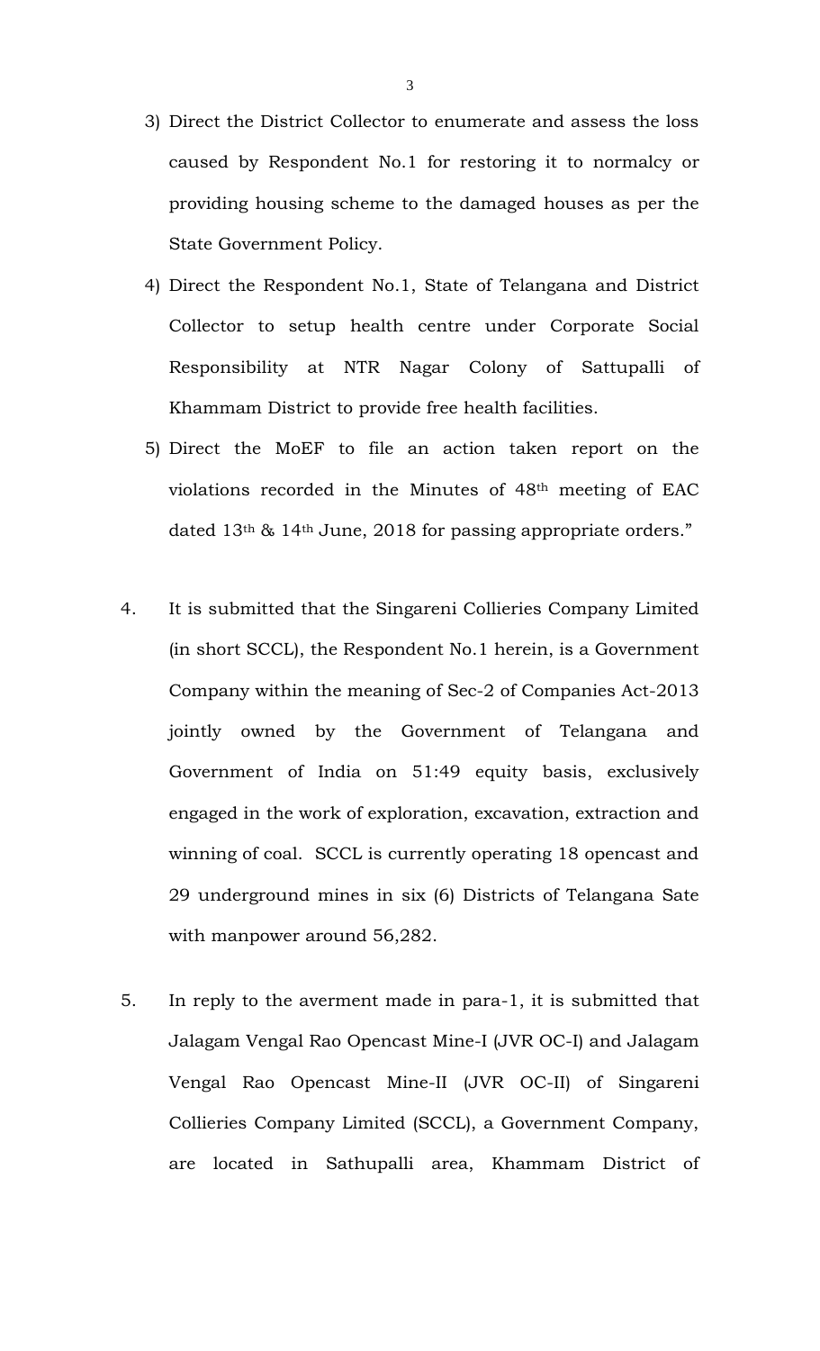3) Direct the District Collector to enumerate and assess the loss caused by Respondent No.1 for restoring it to normalcy or providing housing scheme to the damaged houses as per the State Government Policy.

4) Direct the Respondent No.1, State of Telangana and District Collector to setup health centre under Corporate Social Responsibility at NTR Nagar Colony of Sattupalli of Khammam District to provide free health facilities.

5) Direct the MoEF to file an action taken report on the violations recorded in the Minutes of 48th meeting of EAC dated 13th & 14th June, 2018 for passing appropriate orders."

4. It is submitted that the Singareni Collieries Company Limited (in short SCCL), the Respondent No.1 herein, is a Government Company within the meaning of Sec-2 of Companies Act-2013 jointly owned by the Government of Telangana and Government of India on 51:49 equity basis, exclusively engaged in the work of exploration, excavation, extraction and winning of coal. SCCL is currently operating 18 opencast and 29 underground mines in six (6) Districts of Telangana Sate with manpower around 56,282.

5. In reply to the averment made in para-1, it is submitted that Jalagam Vengal Rao Opencast Mine-I (JVR OC-I) and Jalagam Vengal Rao Opencast Mine-II (JVR OC-II) of Singareni Collieries Company Limited (SCCL), a Government Company, are located in Sathupalli area, Khammam District of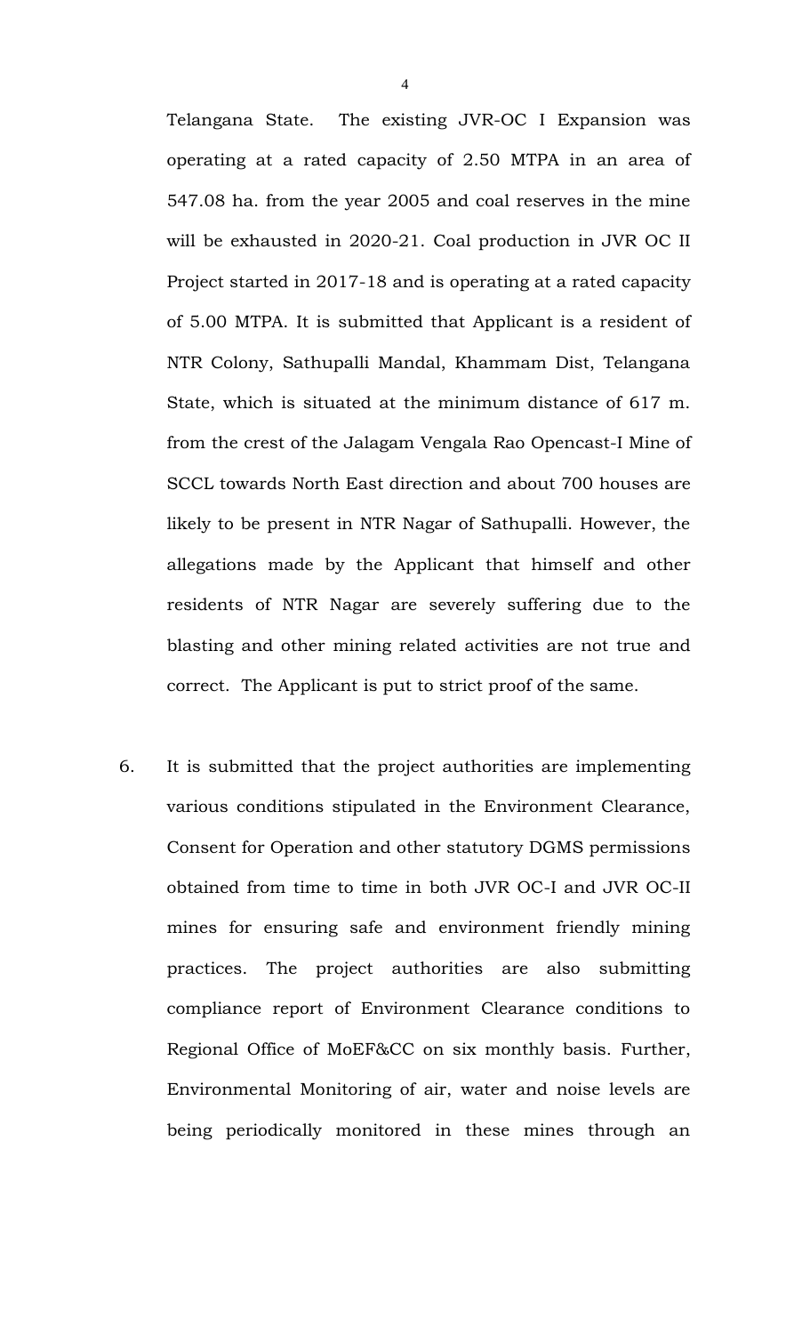Telangana State. The existing JVR-OC I Expansion was operating at a rated capacity of 2.50 MTPA in an area of 547.08 ha. from the year 2005 and coal reserves in the mine will be exhausted in 2020-21. Coal production in JVR OC II Project started in 2017-18 and is operating at a rated capacity of 5.00 MTPA. It is submitted that Applicant is a resident of NTR Colony, Sathupalli Mandal, Khammam Dist, Telangana State, which is situated at the minimum distance of 617 m. from the crest of the Jalagam Vengala Rao Opencast-I Mine of SCCL towards North East direction and about 700 houses are likely to be present in NTR Nagar of Sathupalli. However, the allegations made by the Applicant that himself and other residents of NTR Nagar are severely suffering due to the blasting and other mining related activities are not true and correct. The Applicant is put to strict proof of the same.

6. It is submitted that the project authorities are implementing various conditions stipulated in the Environment Clearance, Consent for Operation and other statutory DGMS permissions obtained from time to time in both JVR OC-I and JVR OC-II mines for ensuring safe and environment friendly mining practices. The project authorities are also submitting compliance report of Environment Clearance conditions to Regional Office of MoEF&CC on six monthly basis. Further, Environmental Monitoring of air, water and noise levels are being periodically monitored in these mines through an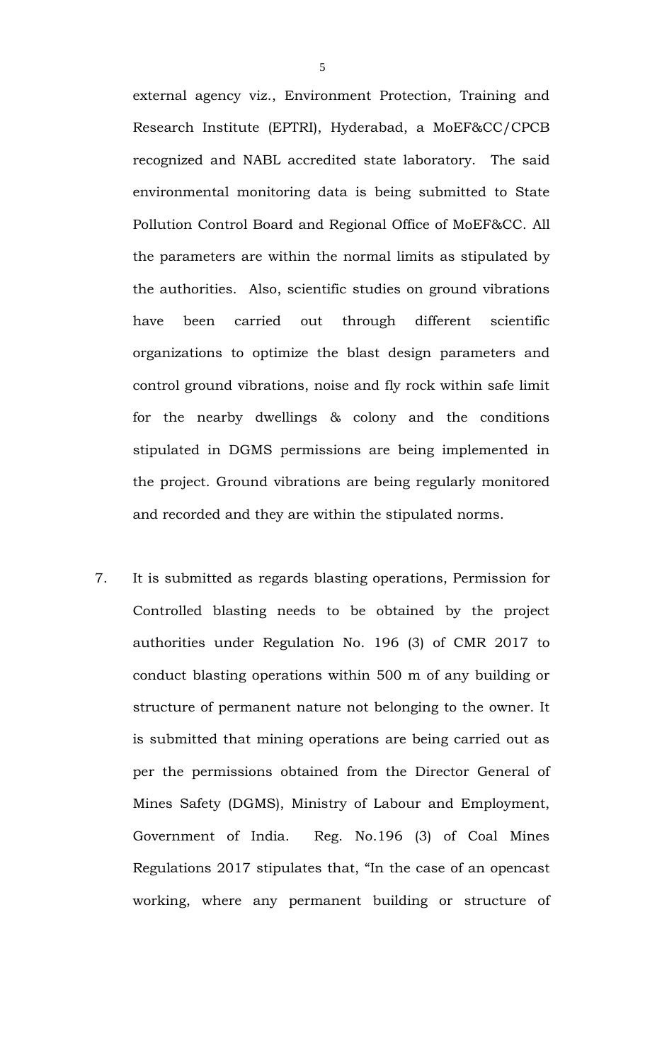external agency viz., Environment Protection, Training and Research Institute (EPTRI), Hyderabad, a MoEF&CC/CPCB recognized and NABL accredited state laboratory. The said environmental monitoring data is being submitted to State Pollution Control Board and Regional Office of MoEF&CC. All the parameters are within the normal limits as stipulated by the authorities. Also, scientific studies on ground vibrations have been carried out through different scientific organizations to optimize the blast design parameters and control ground vibrations, noise and fly rock within safe limit for the nearby dwellings & colony and the conditions stipulated in DGMS permissions are being implemented in the project. Ground vibrations are being regularly monitored and recorded and they are within the stipulated norms.

7. It is submitted as regards blasting operations, Permission for Controlled blasting needs to be obtained by the project authorities under Regulation No. 196 (3) of CMR 2017 to conduct blasting operations within 500 m of any building or structure of permanent nature not belonging to the owner. It is submitted that mining operations are being carried out as per the permissions obtained from the Director General of Mines Safety (DGMS), Ministry of Labour and Employment, Government of India. Reg. No.196 (3) of Coal Mines Regulations 2017 stipulates that, "In the case of an opencast working, where any permanent building or structure of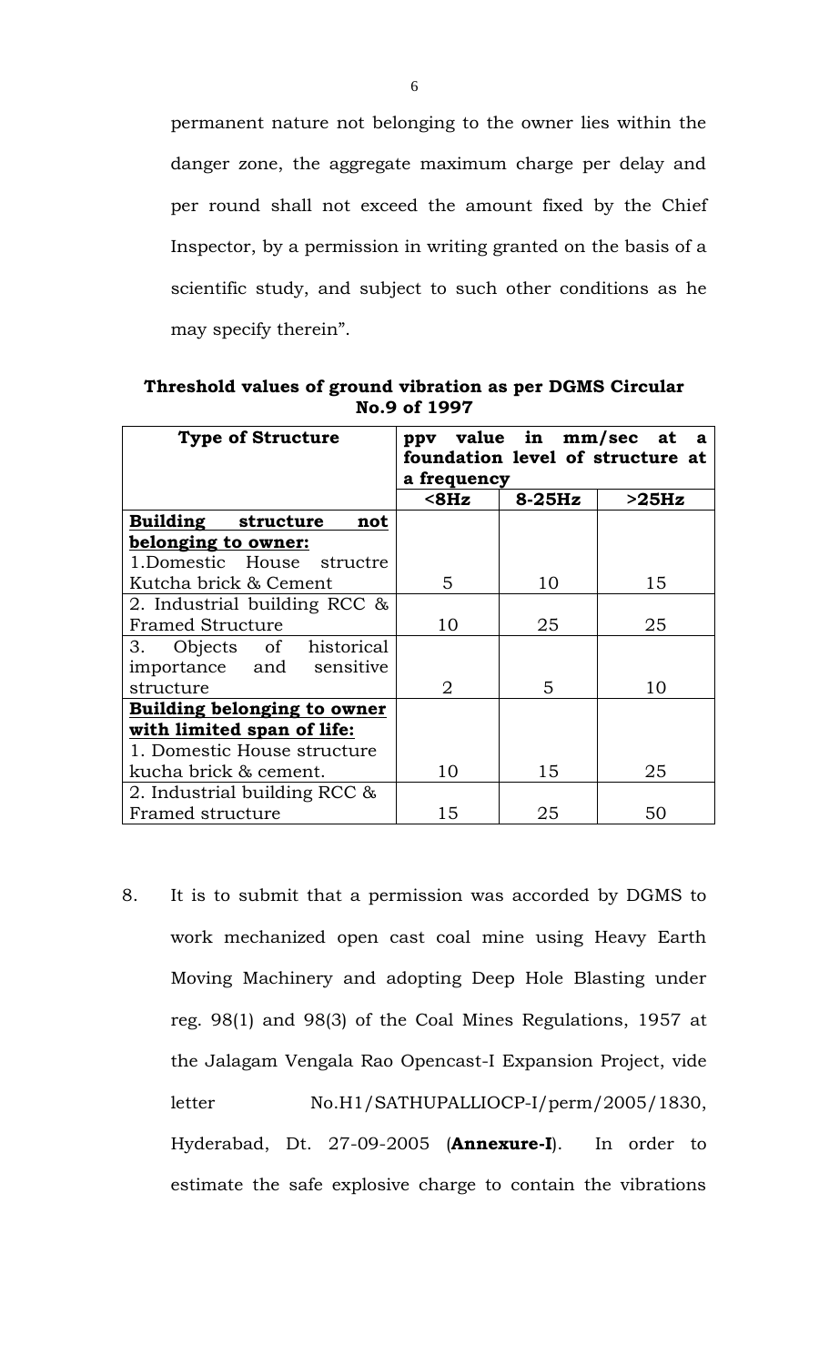permanent nature not belonging to the owner lies within the danger zone, the aggregate maximum charge per delay and per round shall not exceed the amount fixed by the Chief Inspector, by a permission in writing granted on the basis of a scientific study, and subject to such other conditions as he may specify therein".

**Threshold values of ground vibration as per DGMS Circular No.9 of 1997**

| **Type of Structure** | **ppv value in mm/sec at a foundation level of structure at a frequency** | | |
|---|---|---|---|
| | **<8Hz** | **8-25Hz** | **>25Hz** |
| **<u>Building structure not belonging to owner:</u>** | | | |
| 1.Domestic House structre Kutcha brick & Cement | 5 | 10 | 15 |
| 2. Industrial building RCC & Framed Structure | 10 | 25 | 25 |
| 3. Objects of historical importance and sensitive structure | 2 | 5 | 10 |
| **<u>Building belonging to owner with limited span of life:</u>** | | | |
| 1. Domestic House structure kucha brick & cement. | 10 | 15 | 25 |
| 2. Industrial building RCC & Framed structure | 15 | 25 | 50 |

8. It is to submit that a permission was accorded by DGMS to work mechanized open cast coal mine using Heavy Earth Moving Machinery and adopting Deep Hole Blasting under reg. 98(1) and 98(3) of the Coal Mines Regulations, 1957 at the Jalagam Vengala Rao Opencast-I Expansion Project, vide letter No.H1/SATHUPALLIOCP-I/perm/2005/1830, Hyderabad, Dt. 27-09-2005 (**Annexure-I**). In order to estimate the safe explosive charge to contain the vibrations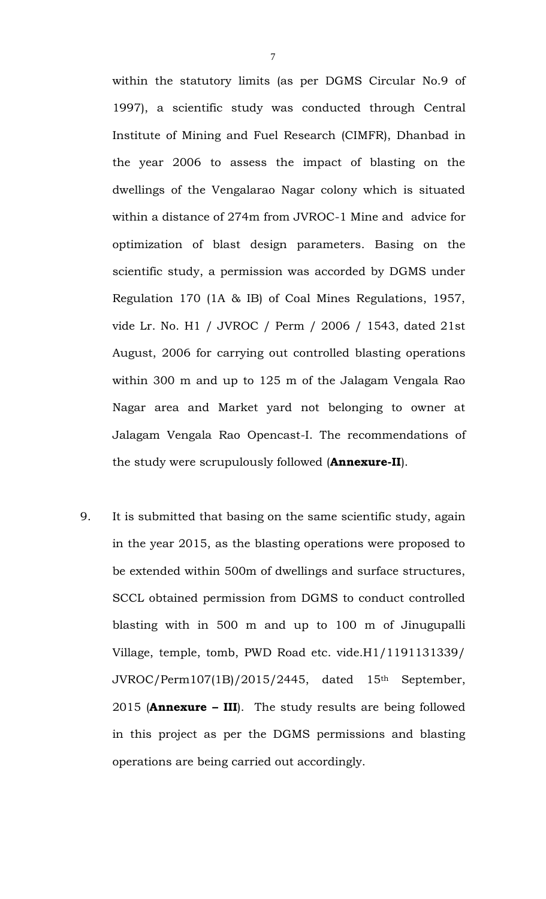within the statutory limits (as per DGMS Circular No.9 of 1997), a scientific study was conducted through Central Institute of Mining and Fuel Research (CIMFR), Dhanbad in the year 2006 to assess the impact of blasting on the dwellings of the Vengalarao Nagar colony which is situated within a distance of 274m from JVROC-1 Mine and advice for optimization of blast design parameters. Basing on the scientific study, a permission was accorded by DGMS under Regulation 170 (1A & IB) of Coal Mines Regulations, 1957, vide Lr. No. H1 / JVROC / Perm / 2006 / 1543, dated 21st August, 2006 for carrying out controlled blasting operations within 300 m and up to 125 m of the Jalagam Vengala Rao Nagar area and Market yard not belonging to owner at Jalagam Vengala Rao Opencast-I. The recommendations of the study were scrupulously followed (**Annexure-II**).

9. It is submitted that basing on the same scientific study, again in the year 2015, as the blasting operations were proposed to be extended within 500m of dwellings and surface structures, SCCL obtained permission from DGMS to conduct controlled blasting with in 500 m and up to 100 m of Jinugupalli Village, temple, tomb, PWD Road etc. vide.H1/1191131339/ JVROC/Perm107(1B)/2015/2445, dated 15th September, 2015 (**Annexure – III**). The study results are being followed in this project as per the DGMS permissions and blasting operations are being carried out accordingly.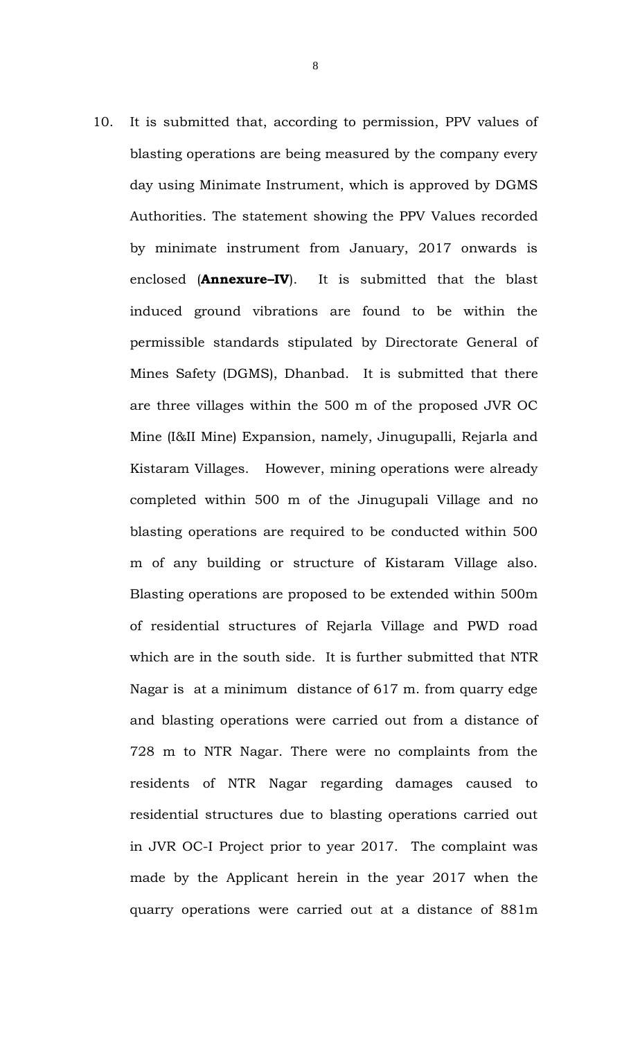10. It is submitted that, according to permission, PPV values of blasting operations are being measured by the company every day using Minimate Instrument, which is approved by DGMS Authorities. The statement showing the PPV Values recorded by minimate instrument from January, 2017 onwards is enclosed (**Annexure–IV**). It is submitted that the blast induced ground vibrations are found to be within the permissible standards stipulated by Directorate General of Mines Safety (DGMS), Dhanbad. It is submitted that there are three villages within the 500 m of the proposed JVR OC Mine (I&II Mine) Expansion, namely, Jinugupalli, Rejarla and Kistaram Villages. However, mining operations were already completed within 500 m of the Jinugupali Village and no blasting operations are required to be conducted within 500 m of any building or structure of Kistaram Village also. Blasting operations are proposed to be extended within 500m of residential structures of Rejarla Village and PWD road which are in the south side. It is further submitted that NTR Nagar is at a minimum distance of 617 m. from quarry edge and blasting operations were carried out from a distance of 728 m to NTR Nagar. There were no complaints from the residents of NTR Nagar regarding damages caused to residential structures due to blasting operations carried out in JVR OC-I Project prior to year 2017. The complaint was made by the Applicant herein in the year 2017 when the quarry operations were carried out at a distance of 881m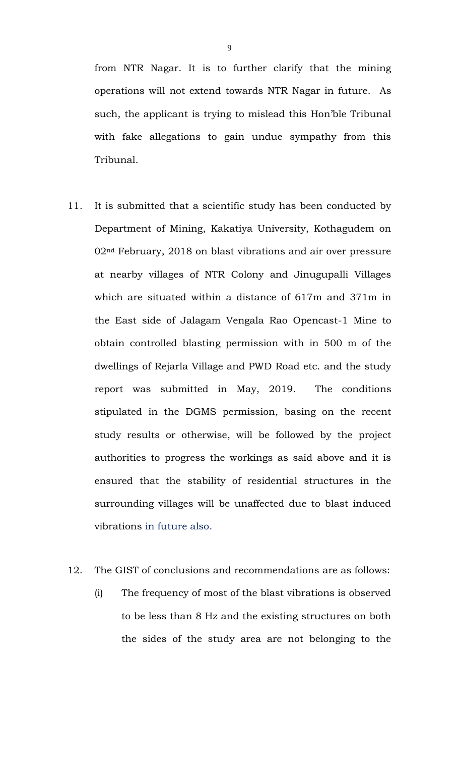from NTR Nagar. It is to further clarify that the mining operations will not extend towards NTR Nagar in future. As such, the applicant is trying to mislead this Hon'ble Tribunal with fake allegations to gain undue sympathy from this Tribunal.

11. It is submitted that a scientific study has been conducted by Department of Mining, Kakatiya University, Kothagudem on 02nd February, 2018 on blast vibrations and air over pressure at nearby villages of NTR Colony and Jinugupalli Villages which are situated within a distance of 617m and 371m in the East side of Jalagam Vengala Rao Opencast-1 Mine to obtain controlled blasting permission with in 500 m of the dwellings of Rejarla Village and PWD Road etc. and the study report was submitted in May, 2019. The conditions stipulated in the DGMS permission, basing on the recent study results or otherwise, will be followed by the project authorities to progress the workings as said above and it is ensured that the stability of residential structures in the surrounding villages will be unaffected due to blast induced vibrations in future also.

12. The GIST of conclusions and recommendations are as follows:

    (i) The frequency of most of the blast vibrations is observed to be less than 8 Hz and the existing structures on both the sides of the study area are not belonging to the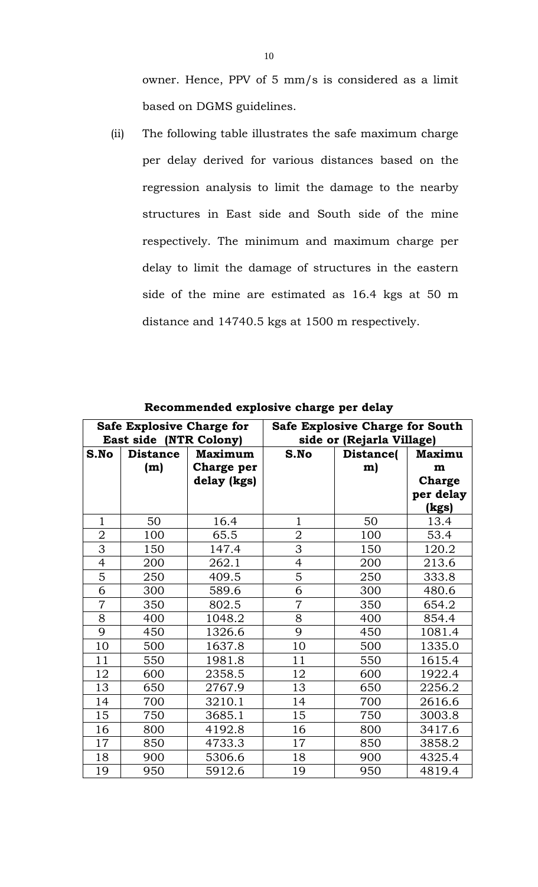owner. Hence, PPV of 5 mm/s is considered as a limit based on DGMS guidelines.

(ii) The following table illustrates the safe maximum charge per delay derived for various distances based on the regression analysis to limit the damage to the nearby structures in East side and South side of the mine respectively. The minimum and maximum charge per delay to limit the damage of structures in the eastern side of the mine are estimated as 16.4 kgs at 50 m distance and 14740.5 kgs at 1500 m respectively.

**Recommended explosive charge per delay**

| Safe Explosive Charge for East side (NTR Colony) | | | Safe Explosive Charge for South side or (Rejarla Village) | | |
|---|---|---|---|---|---|
| **S.No** | **Distance (m)** | **Maximum Charge per delay (kgs)** | **S.No** | **Distance(m)** | **Maximum Charge per delay (kgs)** |
| 1 | 50 | 16.4 | 1 | 50 | 13.4 |
| 2 | 100 | 65.5 | 2 | 100 | 53.4 |
| 3 | 150 | 147.4 | 3 | 150 | 120.2 |
| 4 | 200 | 262.1 | 4 | 200 | 213.6 |
| 5 | 250 | 409.5 | 5 | 250 | 333.8 |
| 6 | 300 | 589.6 | 6 | 300 | 480.6 |
| 7 | 350 | 802.5 | 7 | 350 | 654.2 |
| 8 | 400 | 1048.2 | 8 | 400 | 854.4 |
| 9 | 450 | 1326.6 | 9 | 450 | 1081.4 |
| 10 | 500 | 1637.8 | 10 | 500 | 1335.0 |
| 11 | 550 | 1981.8 | 11 | 550 | 1615.4 |
| 12 | 600 | 2358.5 | 12 | 600 | 1922.4 |
| 13 | 650 | 2767.9 | 13 | 650 | 2256.2 |
| 14 | 700 | 3210.1 | 14 | 700 | 2616.6 |
| 15 | 750 | 3685.1 | 15 | 750 | 3003.8 |
| 16 | 800 | 4192.8 | 16 | 800 | 3417.6 |
| 17 | 850 | 4733.3 | 17 | 850 | 3858.2 |
| 18 | 900 | 5306.6 | 18 | 900 | 4325.4 |
| 19 | 950 | 5912.6 | 19 | 950 | 4819.4 |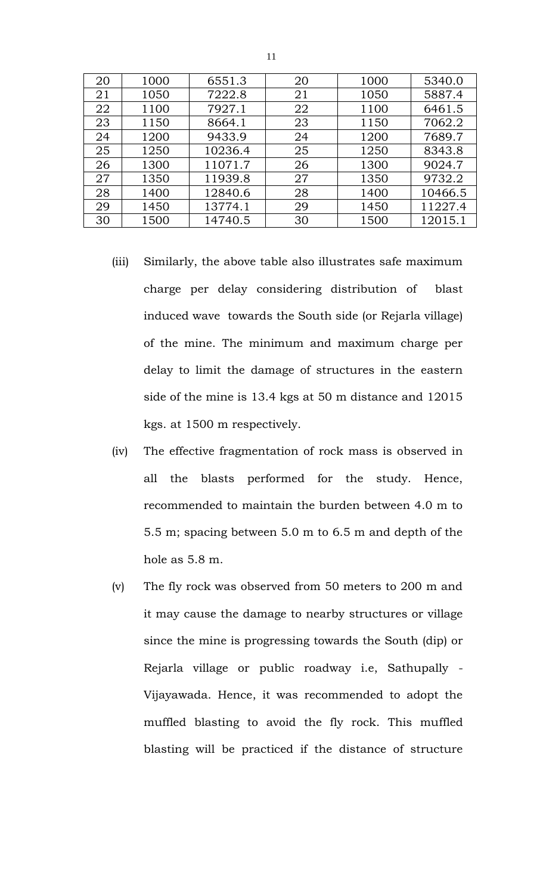| 20 | 1000 | 6551.3 | 20 | 1000 | 5340.0 |
|---|---|---|---|---|---|
| 21 | 1050 | 7222.8 | 21 | 1050 | 5887.4 |
| 22 | 1100 | 7927.1 | 22 | 1100 | 6461.5 |
| 23 | 1150 | 8664.1 | 23 | 1150 | 7062.2 |
| 24 | 1200 | 9433.9 | 24 | 1200 | 7689.7 |
| 25 | 1250 | 10236.4 | 25 | 1250 | 8343.8 |
| 26 | 1300 | 11071.7 | 26 | 1300 | 9024.7 |
| 27 | 1350 | 11939.8 | 27 | 1350 | 9732.2 |
| 28 | 1400 | 12840.6 | 28 | 1400 | 10466.5 |
| 29 | 1450 | 13774.1 | 29 | 1450 | 11227.4 |
| 30 | 1500 | 14740.5 | 30 | 1500 | 12015.1 |

(iii) Similarly, the above table also illustrates safe maximum charge per delay considering distribution of blast induced wave towards the South side (or Rejarla village) of the mine. The minimum and maximum charge per delay to limit the damage of structures in the eastern side of the mine is 13.4 kgs at 50 m distance and 12015 kgs. at 1500 m respectively.

(iv) The effective fragmentation of rock mass is observed in all the blasts performed for the study. Hence, recommended to maintain the burden between 4.0 m to 5.5 m; spacing between 5.0 m to 6.5 m and depth of the hole as 5.8 m.

(v) The fly rock was observed from 50 meters to 200 m and it may cause the damage to nearby structures or village since the mine is progressing towards the South (dip) or Rejarla village or public roadway i.e, Sathupally - Vijayawada. Hence, it was recommended to adopt the muffled blasting to avoid the fly rock. This muffled blasting will be practiced if the distance of structure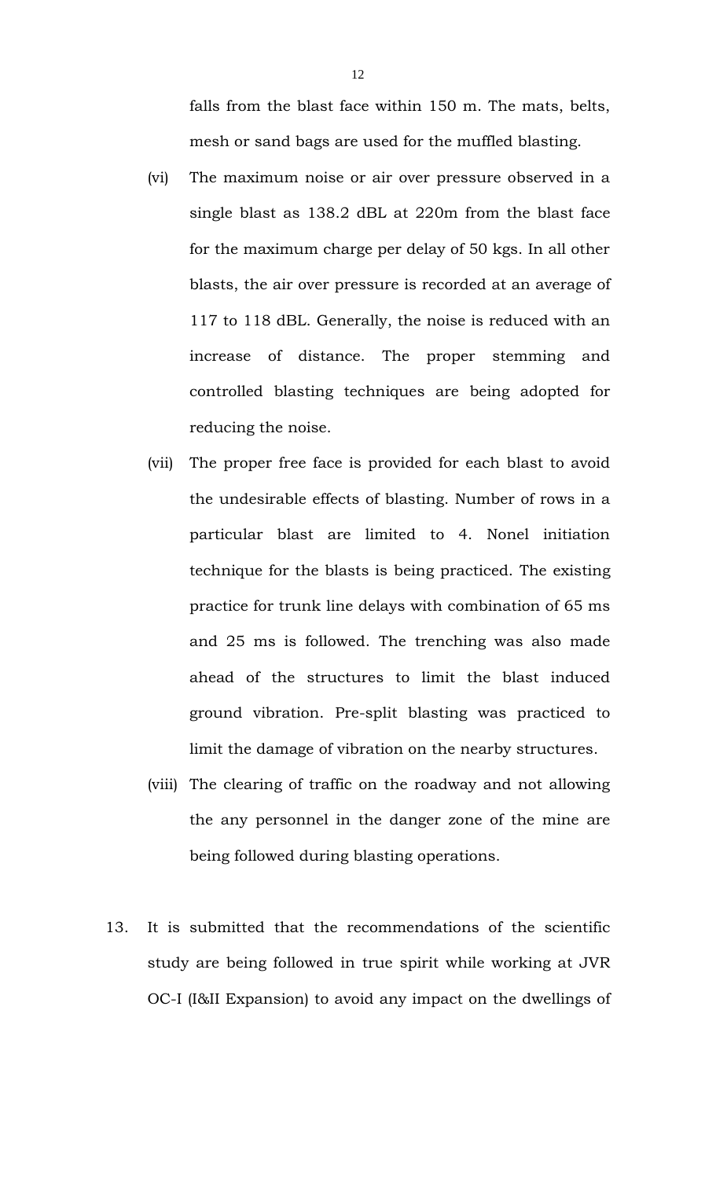falls from the blast face within 150 m. The mats, belts, mesh or sand bags are used for the muffled blasting.

(vi) The maximum noise or air over pressure observed in a single blast as 138.2 dBL at 220m from the blast face for the maximum charge per delay of 50 kgs. In all other blasts, the air over pressure is recorded at an average of 117 to 118 dBL. Generally, the noise is reduced with an increase of distance. The proper stemming and controlled blasting techniques are being adopted for reducing the noise.

(vii) The proper free face is provided for each blast to avoid the undesirable effects of blasting. Number of rows in a particular blast are limited to 4. Nonel initiation technique for the blasts is being practiced. The existing practice for trunk line delays with combination of 65 ms and 25 ms is followed. The trenching was also made ahead of the structures to limit the blast induced ground vibration. Pre-split blasting was practiced to limit the damage of vibration on the nearby structures.

(viii) The clearing of traffic on the roadway and not allowing the any personnel in the danger zone of the mine are being followed during blasting operations.

13. It is submitted that the recommendations of the scientific study are being followed in true spirit while working at JVR OC-I (I&II Expansion) to avoid any impact on the dwellings of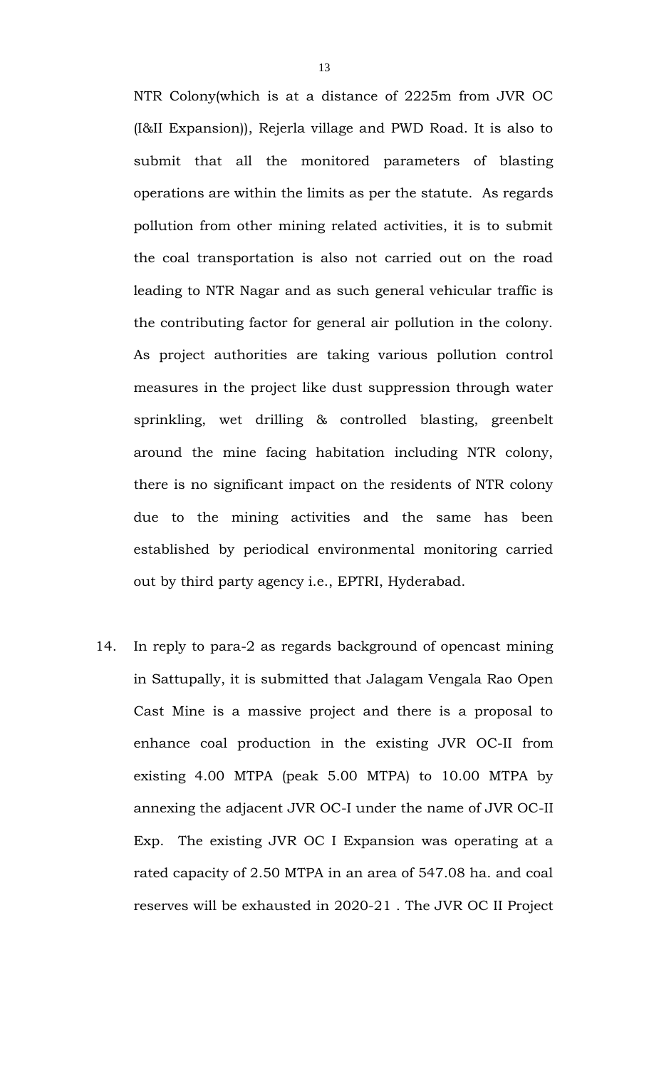NTR Colony(which is at a distance of 2225m from JVR OC (I&II Expansion)), Rejerla village and PWD Road. It is also to submit that all the monitored parameters of blasting operations are within the limits as per the statute. As regards pollution from other mining related activities, it is to submit the coal transportation is also not carried out on the road leading to NTR Nagar and as such general vehicular traffic is the contributing factor for general air pollution in the colony. As project authorities are taking various pollution control measures in the project like dust suppression through water sprinkling, wet drilling & controlled blasting, greenbelt around the mine facing habitation including NTR colony, there is no significant impact on the residents of NTR colony due to the mining activities and the same has been established by periodical environmental monitoring carried out by third party agency i.e., EPTRI, Hyderabad.

14. In reply to para-2 as regards background of opencast mining in Sattupally, it is submitted that Jalagam Vengala Rao Open Cast Mine is a massive project and there is a proposal to enhance coal production in the existing JVR OC-II from existing 4.00 MTPA (peak 5.00 MTPA) to 10.00 MTPA by annexing the adjacent JVR OC-I under the name of JVR OC-II Exp. The existing JVR OC I Expansion was operating at a rated capacity of 2.50 MTPA in an area of 547.08 ha. and coal reserves will be exhausted in 2020-21 . The JVR OC II Project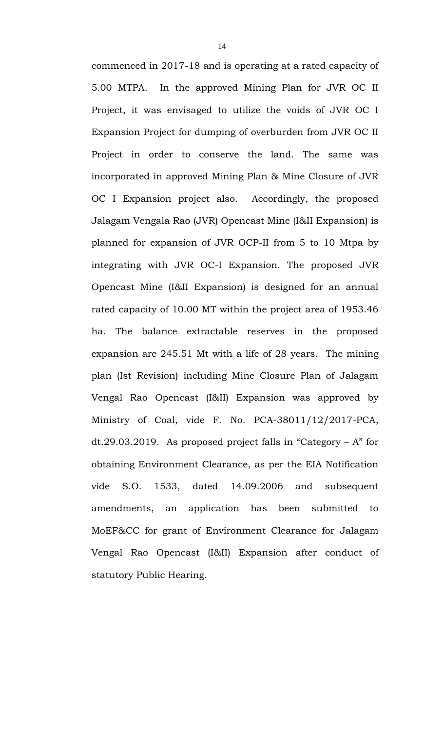commenced in 2017-18 and is operating at a rated capacity of 5.00 MTPA. In the approved Mining Plan for JVR OC II Project, it was envisaged to utilize the voids of JVR OC I Expansion Project for dumping of overburden from JVR OC II Project in order to conserve the land. The same was incorporated in approved Mining Plan & Mine Closure of JVR OC I Expansion project also. Accordingly, the proposed Jalagam Vengala Rao (JVR) Opencast Mine (I&II Expansion) is planned for expansion of JVR OCP-II from 5 to 10 Mtpa by integrating with JVR OC-I Expansion. The proposed JVR Opencast Mine (I&II Expansion) is designed for an annual rated capacity of 10.00 MT within the project area of 1953.46 ha. The balance extractable reserves in the proposed expansion are 245.51 Mt with a life of 28 years. The mining plan (Ist Revision) including Mine Closure Plan of Jalagam Vengal Rao Opencast (I&II) Expansion was approved by Ministry of Coal, vide F. No. PCA-38011/12/2017-PCA, dt.29.03.2019. As proposed project falls in "Category – A" for obtaining Environment Clearance, as per the EIA Notification vide S.O. 1533, dated 14.09.2006 and subsequent amendments, an application has been submitted to MoEF&CC for grant of Environment Clearance for Jalagam Vengal Rao Opencast (I&II) Expansion after conduct of statutory Public Hearing.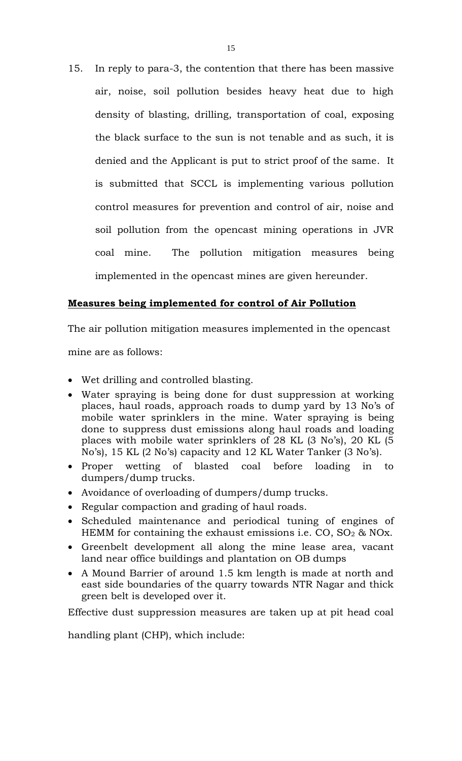15. In reply to para-3, the contention that there has been massive air, noise, soil pollution besides heavy heat due to high density of blasting, drilling, transportation of coal, exposing the black surface to the sun is not tenable and as such, it is denied and the Applicant is put to strict proof of the same. It is submitted that SCCL is implementing various pollution control measures for prevention and control of air, noise and soil pollution from the opencast mining operations in JVR coal mine. The pollution mitigation measures being implemented in the opencast mines are given hereunder.

**<u>Measures being implemented for control of Air Pollution</u>**

The air pollution mitigation measures implemented in the opencast mine are as follows:

- Wet drilling and controlled blasting.
- Water spraying is being done for dust suppression at working places, haul roads, approach roads to dump yard by 13 No's of mobile water sprinklers in the mine. Water spraying is being done to suppress dust emissions along haul roads and loading places with mobile water sprinklers of 28 KL (3 No's), 20 KL (5 No's), 15 KL (2 No's) capacity and 12 KL Water Tanker (3 No's).
- Proper wetting of blasted coal before loading in to dumpers/dump trucks.
- Avoidance of overloading of dumpers/dump trucks.
- Regular compaction and grading of haul roads.
- Scheduled maintenance and periodical tuning of engines of HEMM for containing the exhaust emissions i.e. CO, $SO_2$ & NOx.
- Greenbelt development all along the mine lease area, vacant land near office buildings and plantation on OB dumps
- A Mound Barrier of around 1.5 km length is made at north and east side boundaries of the quarry towards NTR Nagar and thick green belt is developed over it.

Effective dust suppression measures are taken up at pit head coal handling plant (CHP), which include: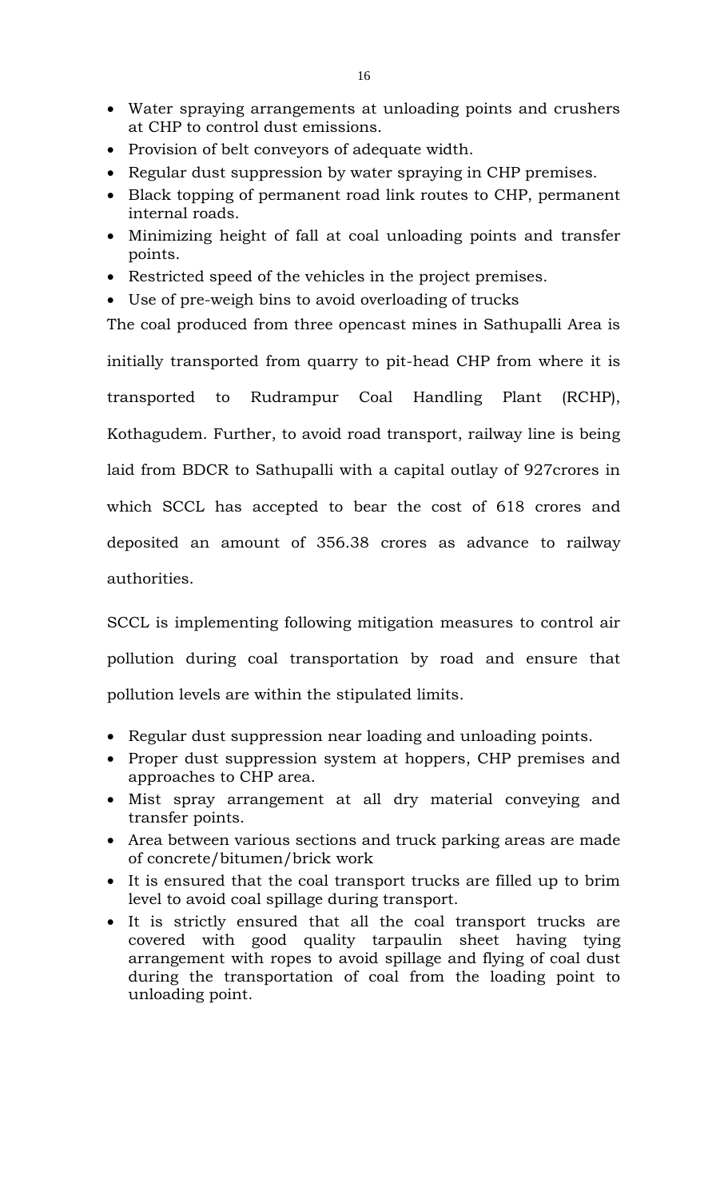- Water spraying arrangements at unloading points and crushers at CHP to control dust emissions.
- Provision of belt conveyors of adequate width.
- Regular dust suppression by water spraying in CHP premises.
- Black topping of permanent road link routes to CHP, permanent internal roads.
- Minimizing height of fall at coal unloading points and transfer points.
- Restricted speed of the vehicles in the project premises.
- Use of pre-weigh bins to avoid overloading of trucks

The coal produced from three opencast mines in Sathupalli Area is initially transported from quarry to pit-head CHP from where it is transported to Rudrampur Coal Handling Plant (RCHP), Kothagudem. Further, to avoid road transport, railway line is being laid from BDCR to Sathupalli with a capital outlay of 927crores in which SCCL has accepted to bear the cost of 618 crores and deposited an amount of 356.38 crores as advance to railway authorities.

SCCL is implementing following mitigation measures to control air pollution during coal transportation by road and ensure that pollution levels are within the stipulated limits.

- Regular dust suppression near loading and unloading points.
- Proper dust suppression system at hoppers, CHP premises and approaches to CHP area.
- Mist spray arrangement at all dry material conveying and transfer points.
- Area between various sections and truck parking areas are made of concrete/bitumen/brick work
- It is ensured that the coal transport trucks are filled up to brim level to avoid coal spillage during transport.
- It is strictly ensured that all the coal transport trucks are covered with good quality tarpaulin sheet having tying arrangement with ropes to avoid spillage and flying of coal dust during the transportation of coal from the loading point to unloading point.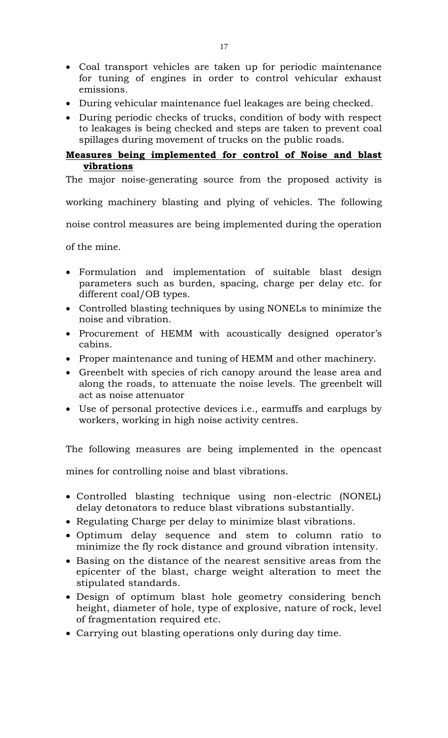- Coal transport vehicles are taken up for periodic maintenance for tuning of engines in order to control vehicular exhaust emissions.
- During vehicular maintenance fuel leakages are being checked.
- During periodic checks of trucks, condition of body with respect to leakages is being checked and steps are taken to prevent coal spillages during movement of trucks on the public roads.

**Measures being implemented for control of Noise and blast vibrations**

The major noise-generating source from the proposed activity is working machinery blasting and plying of vehicles. The following noise control measures are being implemented during the operation of the mine.

- Formulation and implementation of suitable blast design parameters such as burden, spacing, charge per delay etc. for different coal/OB types.
- Controlled blasting techniques by using NONELs to minimize the noise and vibration.
- Procurement of HEMM with acoustically designed operator's cabins.
- Proper maintenance and tuning of HEMM and other machinery.
- Greenbelt with species of rich canopy around the lease area and along the roads, to attenuate the noise levels. The greenbelt will act as noise attenuator
- Use of personal protective devices i.e., earmuffs and earplugs by workers, working in high noise activity centres.

The following measures are being implemented in the opencast mines for controlling noise and blast vibrations.

- Controlled blasting technique using non-electric (NONEL) delay detonators to reduce blast vibrations substantially.
- Regulating Charge per delay to minimize blast vibrations.
- Optimum delay sequence and stem to column ratio to minimize the fly rock distance and ground vibration intensity.
- Basing on the distance of the nearest sensitive areas from the epicenter of the blast, charge weight alteration to meet the stipulated standards.
- Design of optimum blast hole geometry considering bench height, diameter of hole, type of explosive, nature of rock, level of fragmentation required etc.
- Carrying out blasting operations only during day time.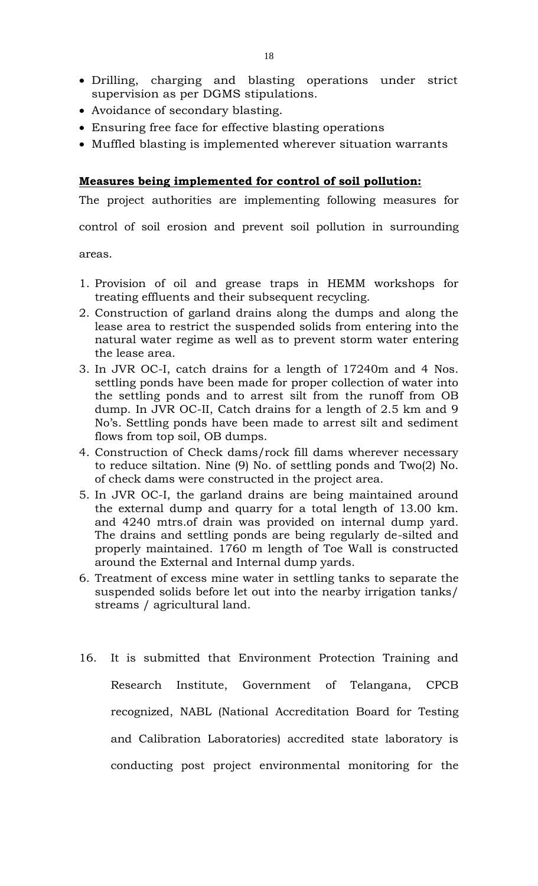- Drilling, charging and blasting operations under strict supervision as per DGMS stipulations.
- Avoidance of secondary blasting.
- Ensuring free face for effective blasting operations
- Muffled blasting is implemented wherever situation warrants

**Measures being implemented for control of soil pollution:**

The project authorities are implementing following measures for control of soil erosion and prevent soil pollution in surrounding areas.

1. Provision of oil and grease traps in HEMM workshops for treating effluents and their subsequent recycling.
2. Construction of garland drains along the dumps and along the lease area to restrict the suspended solids from entering into the natural water regime as well as to prevent storm water entering the lease area.
3. In JVR OC-I, catch drains for a length of 17240m and 4 Nos. settling ponds have been made for proper collection of water into the settling ponds and to arrest silt from the runoff from OB dump. In JVR OC-II, Catch drains for a length of 2.5 km and 9 No's. Settling ponds have been made to arrest silt and sediment flows from top soil, OB dumps.
4. Construction of Check dams/rock fill dams wherever necessary to reduce siltation. Nine (9) No. of settling ponds and Two(2) No. of check dams were constructed in the project area.
5. In JVR OC-I, the garland drains are being maintained around the external dump and quarry for a total length of 13.00 km. and 4240 mtrs.of drain was provided on internal dump yard. The drains and settling ponds are being regularly de-silted and properly maintained. 1760 m length of Toe Wall is constructed around the External and Internal dump yards.
6. Treatment of excess mine water in settling tanks to separate the suspended solids before let out into the nearby irrigation tanks/ streams / agricultural land.

16. It is submitted that Environment Protection Training and Research Institute, Government of Telangana, CPCB recognized, NABL (National Accreditation Board for Testing and Calibration Laboratories) accredited state laboratory is conducting post project environmental monitoring for the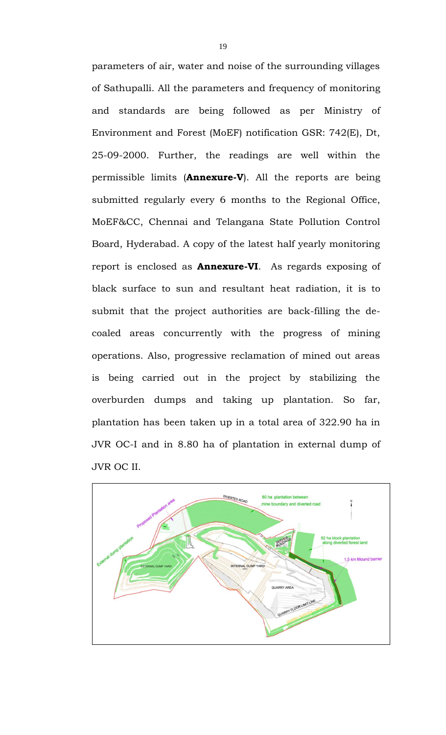parameters of air, water and noise of the surrounding villages of Sathupalli. All the parameters and frequency of monitoring and standards are being followed as per Ministry of Environment and Forest (MoEF) notification GSR: 742(E), Dt, 25-09-2000. Further, the readings are well within the permissible limits (**Annexure-V**). All the reports are being submitted regularly every 6 months to the Regional Office, MoEF&CC, Chennai and Telangana State Pollution Control Board, Hyderabad. A copy of the latest half yearly monitoring report is enclosed as **Annexure-VI**. As regards exposing of black surface to sun and resultant heat radiation, it is to submit that the project authorities are back-filling the de-coaled areas concurrently with the progress of mining operations. Also, progressive reclamation of mined out areas is being carried out in the project by stabilizing the overburden dumps and taking up plantation. So far, plantation has been taken up in a total area of 322.90 ha in JVR OC-I and in 8.80 ha of plantation in external dump of JVR OC II.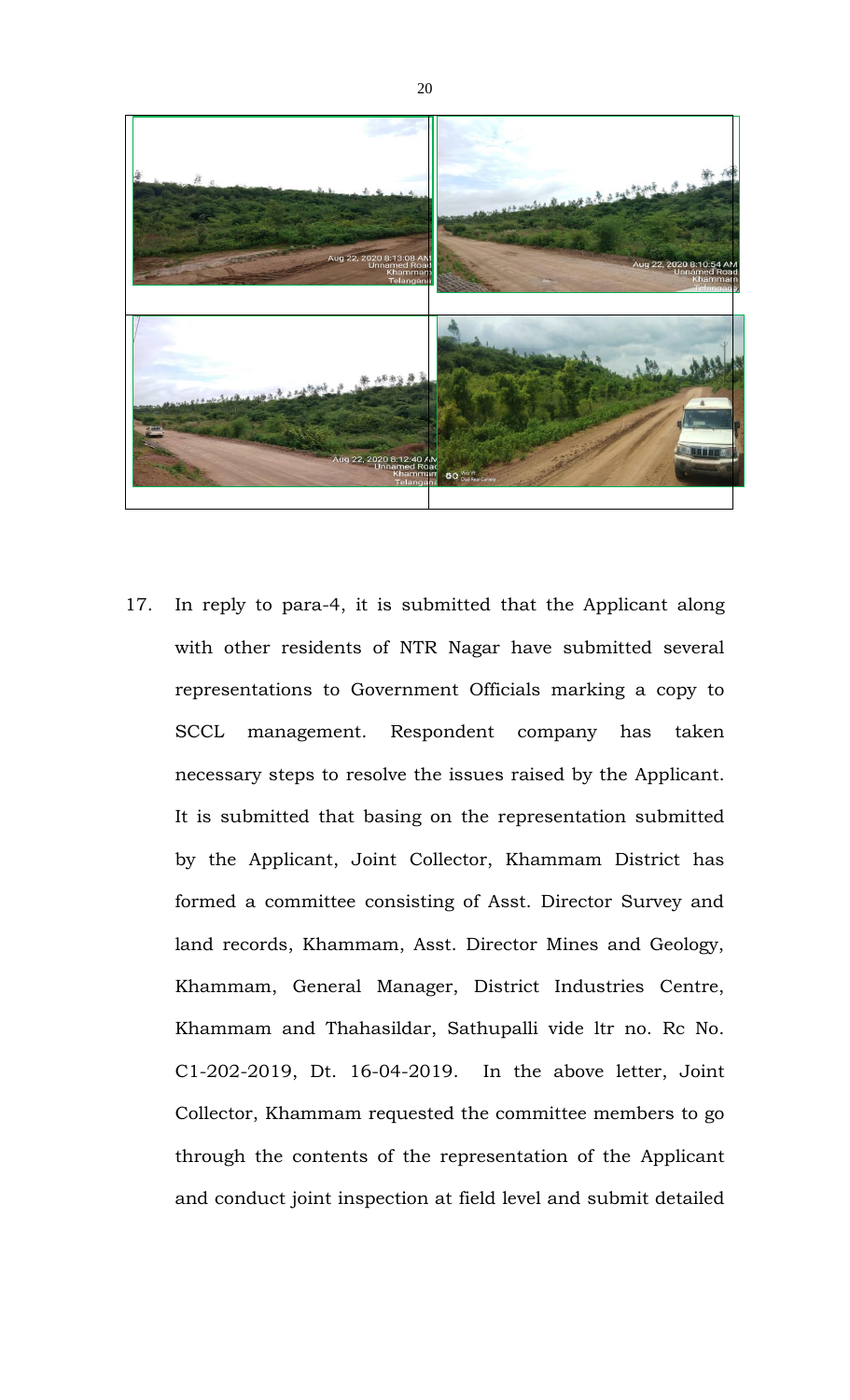17. In reply to para-4, it is submitted that the Applicant along with other residents of NTR Nagar have submitted several representations to Government Officials marking a copy to SCCL management. Respondent company has taken necessary steps to resolve the issues raised by the Applicant. It is submitted that basing on the representation submitted by the Applicant, Joint Collector, Khammam District has formed a committee consisting of Asst. Director Survey and land records, Khammam, Asst. Director Mines and Geology, Khammam, General Manager, District Industries Centre, Khammam and Thahasildar, Sathupalli vide ltr no. Rc No. C1-202-2019, Dt. 16-04-2019. In the above letter, Joint Collector, Khammam requested the committee members to go through the contents of the representation of the Applicant and conduct joint inspection at field level and submit detailed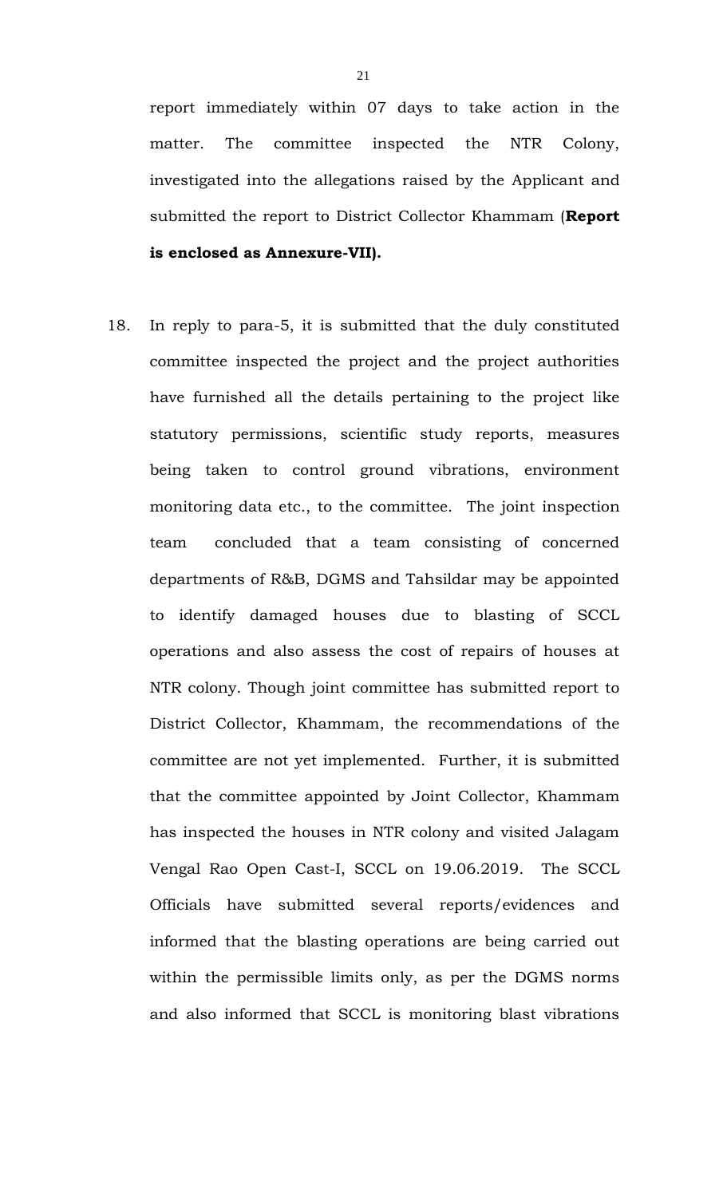report immediately within 07 days to take action in the matter. The committee inspected the NTR Colony, investigated into the allegations raised by the Applicant and submitted the report to District Collector Khammam (**Report is enclosed as Annexure-VII).**

18. In reply to para-5, it is submitted that the duly constituted committee inspected the project and the project authorities have furnished all the details pertaining to the project like statutory permissions, scientific study reports, measures being taken to control ground vibrations, environment monitoring data etc., to the committee. The joint inspection team concluded that a team consisting of concerned departments of R&B, DGMS and Tahsildar may be appointed to identify damaged houses due to blasting of SCCL operations and also assess the cost of repairs of houses at NTR colony. Though joint committee has submitted report to District Collector, Khammam, the recommendations of the committee are not yet implemented. Further, it is submitted that the committee appointed by Joint Collector, Khammam has inspected the houses in NTR colony and visited Jalagam Vengal Rao Open Cast-I, SCCL on 19.06.2019. The SCCL Officials have submitted several reports/evidences and informed that the blasting operations are being carried out within the permissible limits only, as per the DGMS norms and also informed that SCCL is monitoring blast vibrations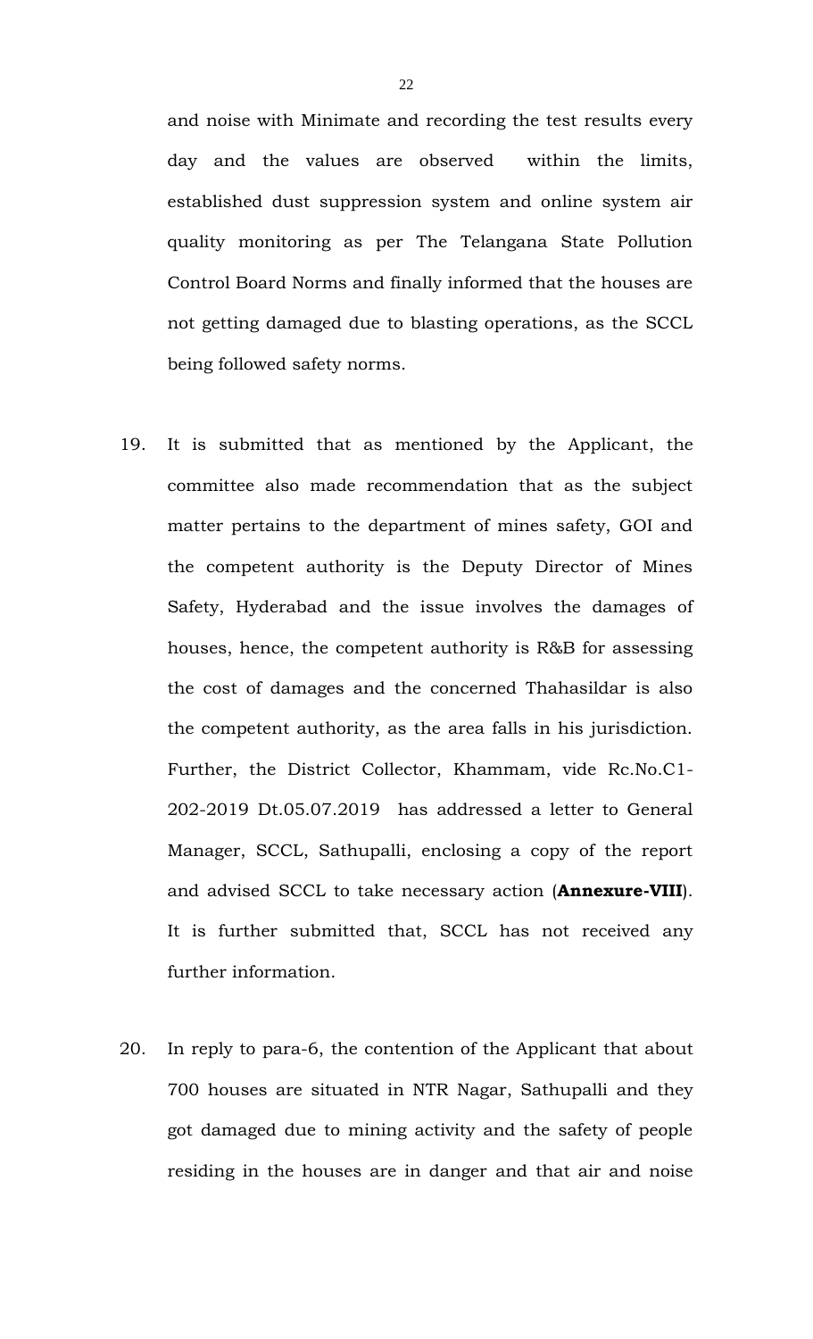and noise with Minimate and recording the test results every day and the values are observed within the limits, established dust suppression system and online system air quality monitoring as per The Telangana State Pollution Control Board Norms and finally informed that the houses are not getting damaged due to blasting operations, as the SCCL being followed safety norms.

19. It is submitted that as mentioned by the Applicant, the committee also made recommendation that as the subject matter pertains to the department of mines safety, GOI and the competent authority is the Deputy Director of Mines Safety, Hyderabad and the issue involves the damages of houses, hence, the competent authority is R&B for assessing the cost of damages and the concerned Thahasildar is also the competent authority, as the area falls in his jurisdiction. Further, the District Collector, Khammam, vide Rc.No.C1-202-2019 Dt.05.07.2019 has addressed a letter to General Manager, SCCL, Sathupalli, enclosing a copy of the report and advised SCCL to take necessary action (**Annexure-VIII**). It is further submitted that, SCCL has not received any further information.

20. In reply to para-6, the contention of the Applicant that about 700 houses are situated in NTR Nagar, Sathupalli and they got damaged due to mining activity and the safety of people residing in the houses are in danger and that air and noise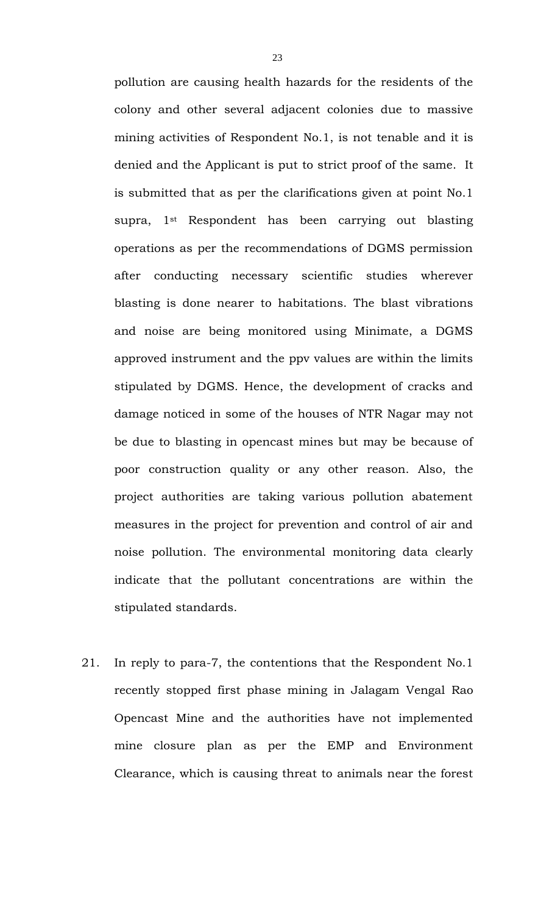pollution are causing health hazards for the residents of the colony and other several adjacent colonies due to massive mining activities of Respondent No.1, is not tenable and it is denied and the Applicant is put to strict proof of the same. It is submitted that as per the clarifications given at point No.1 supra, 1st Respondent has been carrying out blasting operations as per the recommendations of DGMS permission after conducting necessary scientific studies wherever blasting is done nearer to habitations. The blast vibrations and noise are being monitored using Minimate, a DGMS approved instrument and the ppv values are within the limits stipulated by DGMS. Hence, the development of cracks and damage noticed in some of the houses of NTR Nagar may not be due to blasting in opencast mines but may be because of poor construction quality or any other reason. Also, the project authorities are taking various pollution abatement measures in the project for prevention and control of air and noise pollution. The environmental monitoring data clearly indicate that the pollutant concentrations are within the stipulated standards.

21. In reply to para-7, the contentions that the Respondent No.1 recently stopped first phase mining in Jalagam Vengal Rao Opencast Mine and the authorities have not implemented mine closure plan as per the EMP and Environment Clearance, which is causing threat to animals near the forest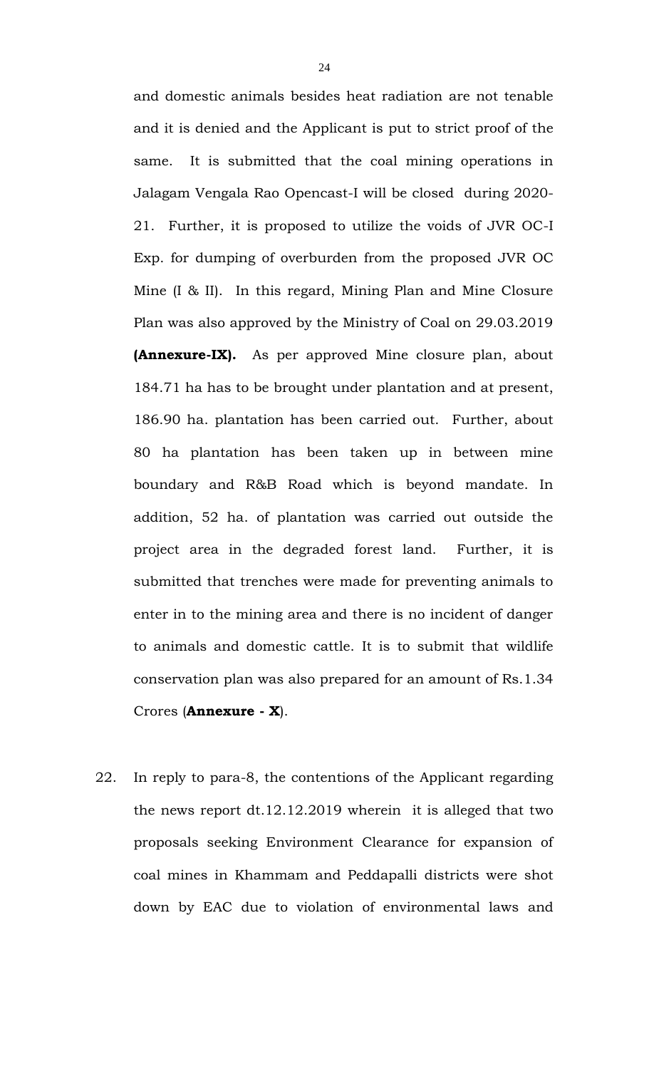and domestic animals besides heat radiation are not tenable and it is denied and the Applicant is put to strict proof of the same. It is submitted that the coal mining operations in Jalagam Vengala Rao Opencast-I will be closed during 2020-21. Further, it is proposed to utilize the voids of JVR OC-I Exp. for dumping of overburden from the proposed JVR OC Mine (I & II). In this regard, Mining Plan and Mine Closure Plan was also approved by the Ministry of Coal on 29.03.2019 **(Annexure-IX).** As per approved Mine closure plan, about 184.71 ha has to be brought under plantation and at present, 186.90 ha. plantation has been carried out. Further, about 80 ha plantation has been taken up in between mine boundary and R&B Road which is beyond mandate. In addition, 52 ha. of plantation was carried out outside the project area in the degraded forest land. Further, it is submitted that trenches were made for preventing animals to enter in to the mining area and there is no incident of danger to animals and domestic cattle. It is to submit that wildlife conservation plan was also prepared for an amount of Rs.1.34 Crores (**Annexure - X**).

22. In reply to para-8, the contentions of the Applicant regarding the news report dt.12.12.2019 wherein it is alleged that two proposals seeking Environment Clearance for expansion of coal mines in Khammam and Peddapalli districts were shot down by EAC due to violation of environmental laws and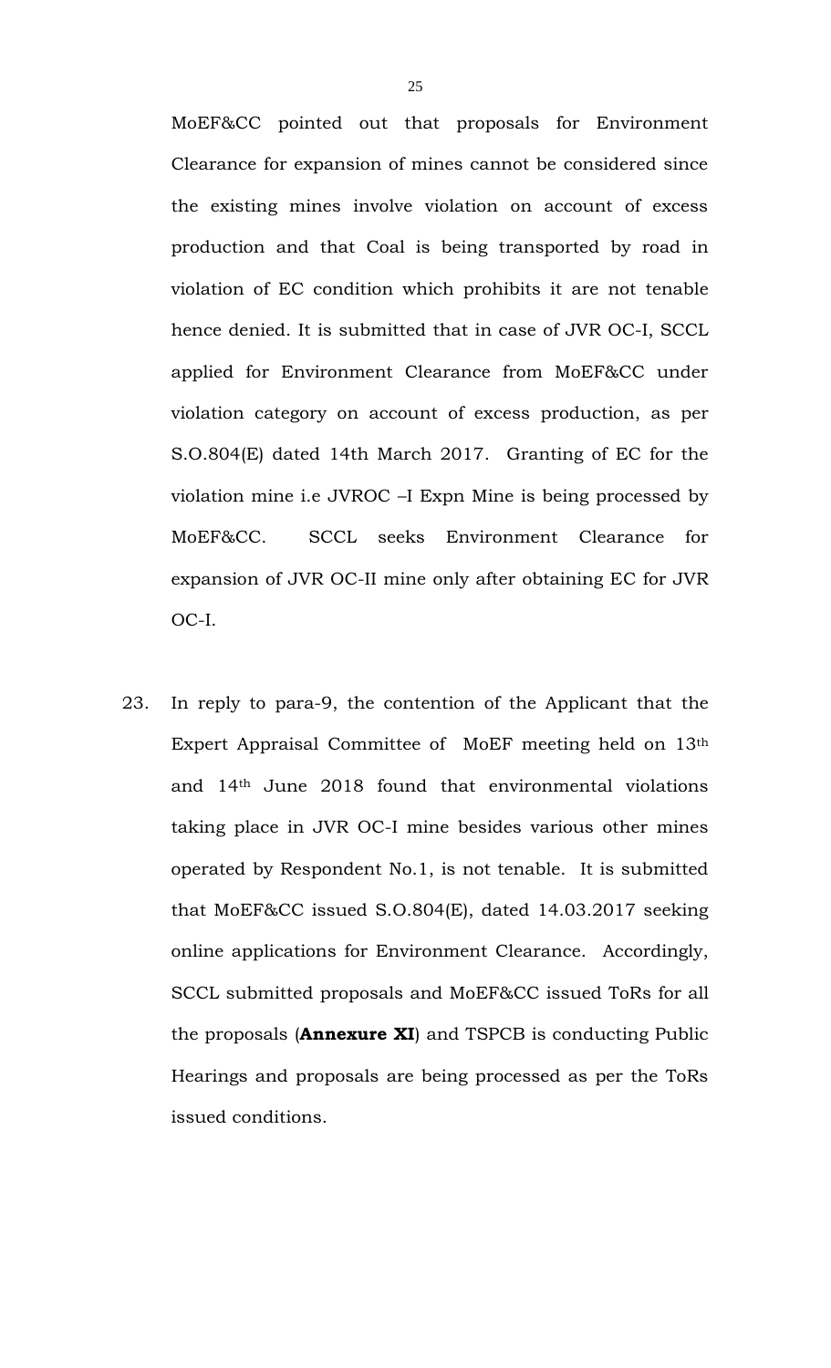MoEF&CC pointed out that proposals for Environment Clearance for expansion of mines cannot be considered since the existing mines involve violation on account of excess production and that Coal is being transported by road in violation of EC condition which prohibits it are not tenable hence denied. It is submitted that in case of JVR OC-I, SCCL applied for Environment Clearance from MoEF&CC under violation category on account of excess production, as per S.O.804(E) dated 14th March 2017. Granting of EC for the violation mine i.e JVROC –I Expn Mine is being processed by MoEF&CC. SCCL seeks Environment Clearance for expansion of JVR OC-II mine only after obtaining EC for JVR OC-I.

23. In reply to para-9, the contention of the Applicant that the Expert Appraisal Committee of MoEF meeting held on 13th and 14th June 2018 found that environmental violations taking place in JVR OC-I mine besides various other mines operated by Respondent No.1, is not tenable. It is submitted that MoEF&CC issued S.O.804(E), dated 14.03.2017 seeking online applications for Environment Clearance. Accordingly, SCCL submitted proposals and MoEF&CC issued ToRs for all the proposals (**Annexure XI**) and TSPCB is conducting Public Hearings and proposals are being processed as per the ToRs issued conditions.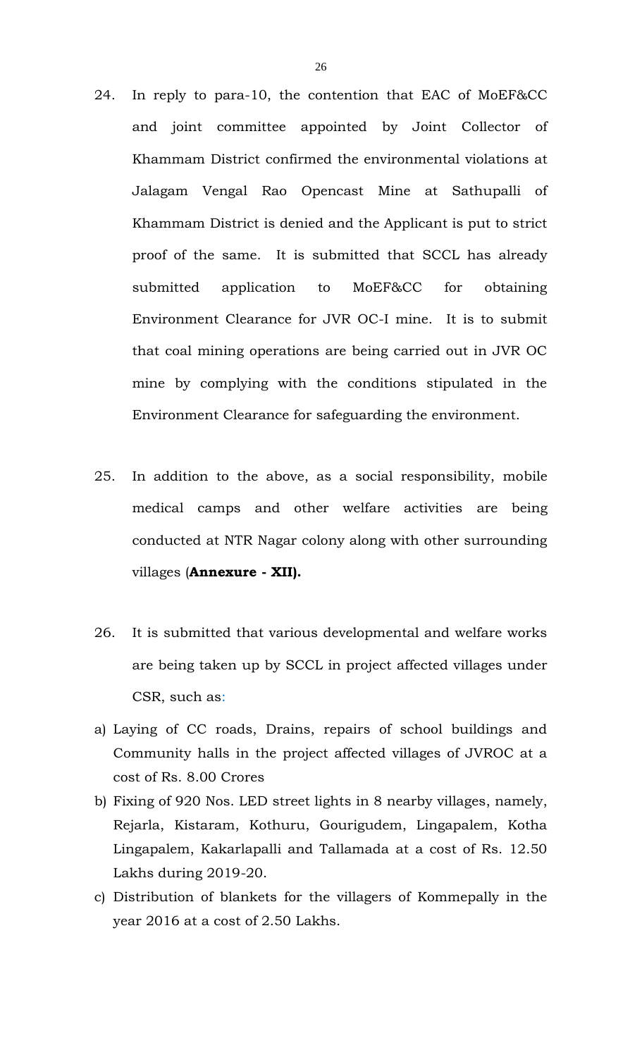24. In reply to para-10, the contention that EAC of MoEF&CC and joint committee appointed by Joint Collector of Khammam District confirmed the environmental violations at Jalagam Vengal Rao Opencast Mine at Sathupalli of Khammam District is denied and the Applicant is put to strict proof of the same. It is submitted that SCCL has already submitted application to MoEF&CC for obtaining Environment Clearance for JVR OC-I mine. It is to submit that coal mining operations are being carried out in JVR OC mine by complying with the conditions stipulated in the Environment Clearance for safeguarding the environment.

25. In addition to the above, as a social responsibility, mobile medical camps and other welfare activities are being conducted at NTR Nagar colony along with other surrounding villages (**Annexure - XII).**

26. It is submitted that various developmental and welfare works are being taken up by SCCL in project affected villages under CSR, such as:

a) Laying of CC roads, Drains, repairs of school buildings and Community halls in the project affected villages of JVROC at a cost of Rs. 8.00 Crores

b) Fixing of 920 Nos. LED street lights in 8 nearby villages, namely, Rejarla, Kistaram, Kothuru, Gourigudem, Lingapalem, Kotha Lingapalem, Kakarlapalli and Tallamada at a cost of Rs. 12.50 Lakhs during 2019-20.

c) Distribution of blankets for the villagers of Kommepally in the year 2016 at a cost of 2.50 Lakhs.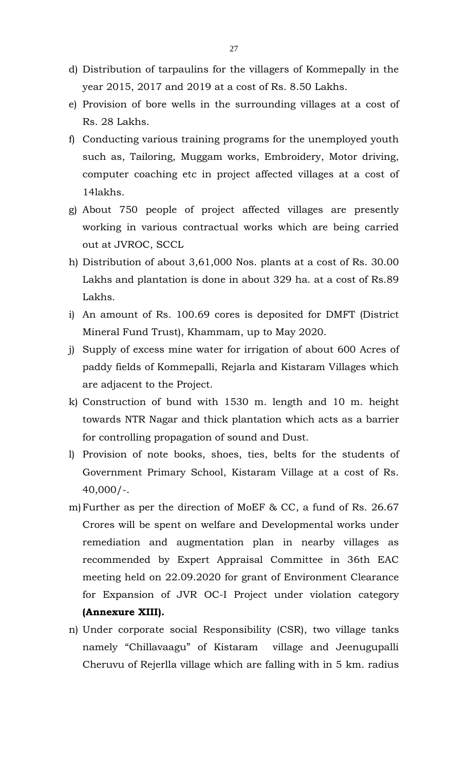d) Distribution of tarpaulins for the villagers of Kommepally in the year 2015, 2017 and 2019 at a cost of Rs. 8.50 Lakhs.

e) Provision of bore wells in the surrounding villages at a cost of Rs. 28 Lakhs.

f) Conducting various training programs for the unemployed youth such as, Tailoring, Muggam works, Embroidery, Motor driving, computer coaching etc in project affected villages at a cost of 14lakhs.

g) About 750 people of project affected villages are presently working in various contractual works which are being carried out at JVROC, SCCL

h) Distribution of about 3,61,000 Nos. plants at a cost of Rs. 30.00 Lakhs and plantation is done in about 329 ha. at a cost of Rs.89 Lakhs.

i) An amount of Rs. 100.69 cores is deposited for DMFT (District Mineral Fund Trust), Khammam, up to May 2020.

j) Supply of excess mine water for irrigation of about 600 Acres of paddy fields of Kommepalli, Rejarla and Kistaram Villages which are adjacent to the Project.

k) Construction of bund with 1530 m. length and 10 m. height towards NTR Nagar and thick plantation which acts as a barrier for controlling propagation of sound and Dust.

l) Provision of note books, shoes, ties, belts for the students of Government Primary School, Kistaram Village at a cost of Rs. 40,000/-.

m) Further as per the direction of MoEF & CC, a fund of Rs. 26.67 Crores will be spent on welfare and Developmental works under remediation and augmentation plan in nearby villages as recommended by Expert Appraisal Committee in 36th EAC meeting held on 22.09.2020 for grant of Environment Clearance for Expansion of JVR OC-I Project under violation category **(Annexure XIII).**

n) Under corporate social Responsibility (CSR), two village tanks namely "Chillavaagu" of Kistaram village and Jeenugupalli Cheruvu of Rejerlla village which are falling with in 5 km. radius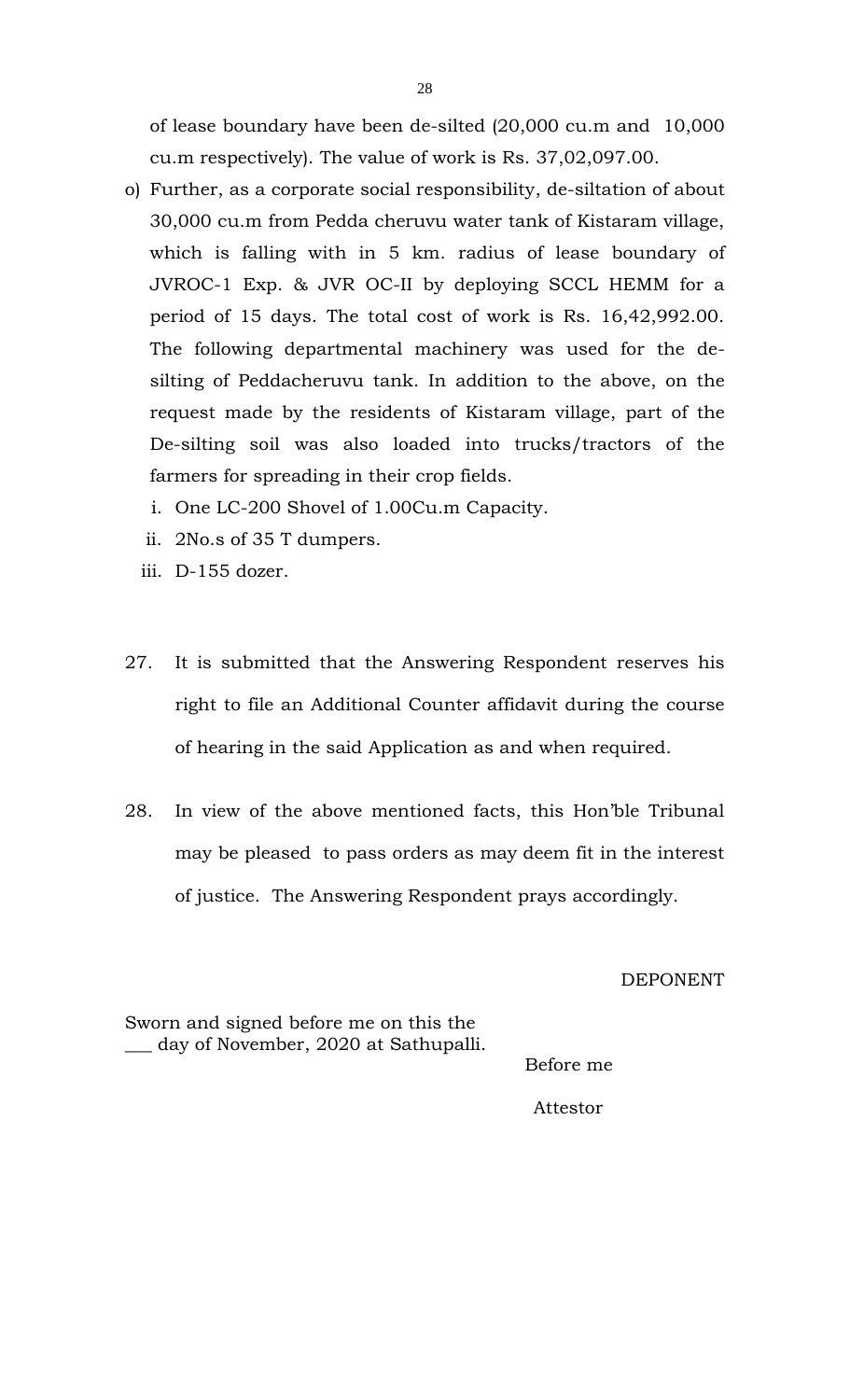of lease boundary have been de-silted (20,000 cu.m and 10,000 cu.m respectively). The value of work is Rs. 37,02,097.00.

o) Further, as a corporate social responsibility, de-siltation of about 30,000 cu.m from Pedda cheruvu water tank of Kistaram village, which is falling with in 5 km. radius of lease boundary of JVROC-1 Exp. & JVR OC-II by deploying SCCL HEMM for a period of 15 days. The total cost of work is Rs. 16,42,992.00. The following departmental machinery was used for the de-silting of Peddacheruvu tank. In addition to the above, on the request made by the residents of Kistaram village, part of the De-silting soil was also loaded into trucks/tractors of the farmers for spreading in their crop fields.

   i. One LC-200 Shovel of 1.00Cu.m Capacity.
   ii. 2No.s of 35 T dumpers.
   iii. D-155 dozer.

27. It is submitted that the Answering Respondent reserves his right to file an Additional Counter affidavit during the course of hearing in the said Application as and when required.

28. In view of the above mentioned facts, this Hon'ble Tribunal may be pleased to pass orders as may deem fit in the interest of justice. The Answering Respondent prays accordingly.

DEPONENT

Sworn and signed before me on this the ___ day of November, 2020 at Sathupalli.

Before me

Attestor